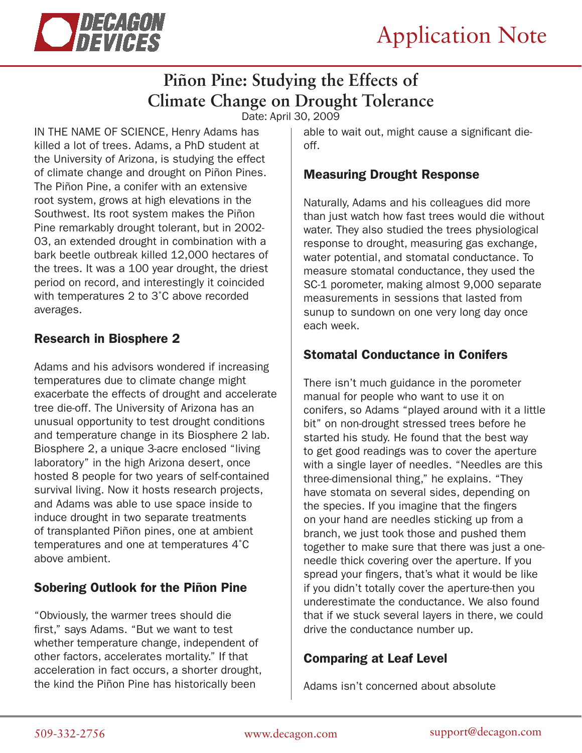Application Note

# Piñon Pine: Studying the Effects of Climate Change on Drought Tolerance

Date: April 30, 2009

IN THE NAME OF SCIENCE, Henry Adams has killed a lot of trees. Adams, a PhD student at the University of Arizona, is studying the effect of climate change and drought on Piñon Pines. The Piñon Pine, a conifer with an extensive root system, grows at high elevations in the Southwest. Its root system makes the Piñon Pine remarkably drought tolerant, but in 2002-03, an extended drought in combination with a bark beetle outbreak killed 12,000 hectares of the trees. It was a 100 year drought, the driest period on record, and interestingly it coincided with temperatures 2 to 3˚C above recorded averages.

## Research in Biosphere 2

Adams and his advisors wondered if increasing temperatures due to climate change might exacerbate the effects of drought and accelerate tree die-off. The University of Arizona has an unusual opportunity to test drought conditions and temperature change in its Biosphere 2 lab. Biosphere 2, a unique 3-acre enclosed "living laboratory" in the high Arizona desert, once hosted 8 people for two years of self-contained survival living. Now it hosts research projects, and Adams was able to use space inside to induce drought in two separate treatments of transplanted Piñon pines, one at ambient temperatures and one at temperatures 4˚C above ambient.

## Sobering Outlook for the Piñon Pine

"Obviously, the warmer trees should die first," says Adams. "But we want to test whether temperature change, independent of other factors, accelerates mortality." If that acceleration in fact occurs, a shorter drought, the kind the Piñon Pine has historically been able to wait out, might cause a significant die-off.

## Measuring Drought Response

Naturally, Adams and his colleagues did more than just watch how fast trees would die without water. They also studied the trees physiological response to drought, measuring gas exchange, water potential, and stomatal conductance. To measure stomatal conductance, they used the SC-1 porometer, making almost 9,000 separate measurements in sessions that lasted from sunup to sundown on one very long day once each week.

## Stomatal Conductance in Conifers

There isn't much guidance in the porometer manual for people who want to use it on conifers, so Adams "played around with it a little bit" on non-drought stressed trees before he started his study. He found that the best way to get good readings was to cover the aperture with a single layer of needles. "Needles are this three-dimensional thing," he explains. "They have stomata on several sides, depending on the species. If you imagine that the fingers on your hand are needles sticking up from a branch, we just took those and pushed them together to make sure that there was just a one-needle thick covering over the aperture. If you spread your fingers, that's what it would be like if you didn't totally cover the aperture-then you underestimate the conductance. We also found that if we stuck several layers in there, we could drive the conductance number up.

## Comparing at Leaf Level

Adams isn't concerned about absolute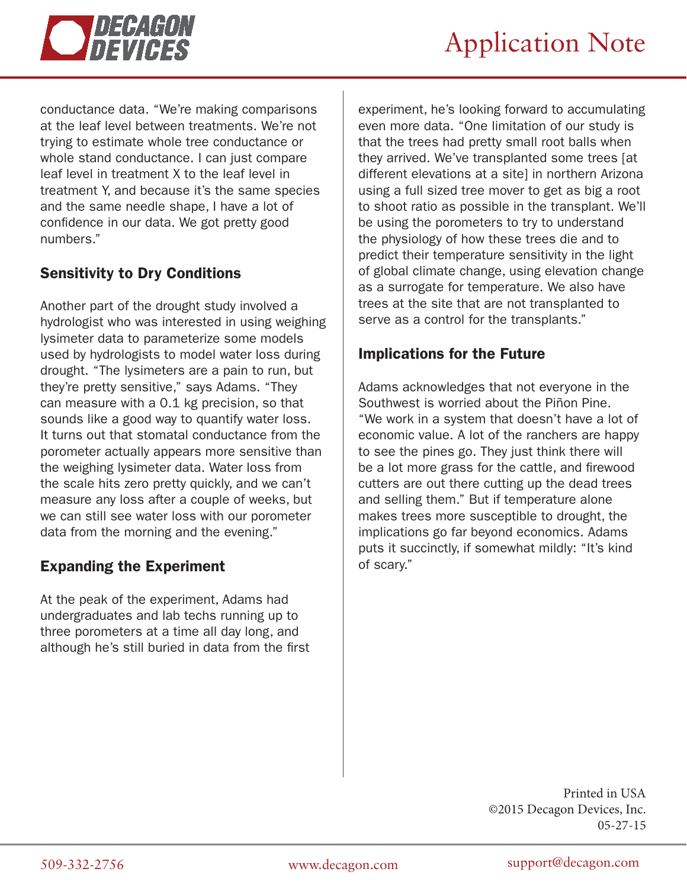conductance data. "We're making comparisons at the leaf level between treatments. We're not trying to estimate whole tree conductance or whole stand conductance. I can just compare leaf level in treatment X to the leaf level in treatment Y, and because it's the same species and the same needle shape, I have a lot of confidence in our data. We got pretty good numbers."

## Sensitivity to Dry Conditions

Another part of the drought study involved a hydrologist who was interested in using weighing lysimeter data to parameterize some models used by hydrologists to model water loss during drought. "The lysimeters are a pain to run, but they're pretty sensitive," says Adams. "They can measure with a 0.1 kg precision, so that sounds like a good way to quantify water loss. It turns out that stomatal conductance from the porometer actually appears more sensitive than the weighing lysimeter data. Water loss from the scale hits zero pretty quickly, and we can't measure any loss after a couple of weeks, but we can still see water loss with our porometer data from the morning and the evening."

## Expanding the Experiment

At the peak of the experiment, Adams had undergraduates and lab techs running up to three porometers at a time all day long, and although he's still buried in data from the first experiment, he's looking forward to accumulating even more data. "One limitation of our study is that the trees had pretty small root balls when they arrived. We've transplanted some trees [at different elevations at a site] in northern Arizona using a full sized tree mover to get as big a root to shoot ratio as possible in the transplant. We'll be using the porometers to try to understand the physiology of how these trees die and to predict their temperature sensitivity in the light of global climate change, using elevation change as a surrogate for temperature. We also have trees at the site that are not transplanted to serve as a control for the transplants."

## Implications for the Future

Adams acknowledges that not everyone in the Southwest is worried about the Piñon Pine. "We work in a system that doesn't have a lot of economic value. A lot of the ranchers are happy to see the pines go. They just think there will be a lot more grass for the cattle, and firewood cutters are out there cutting up the dead trees and selling them." But if temperature alone makes trees more susceptible to drought, the implications go far beyond economics. Adams puts it succinctly, if somewhat mildly: "It's kind of scary."

Printed in USA
©2015 Decagon Devices, Inc.
05-27-15